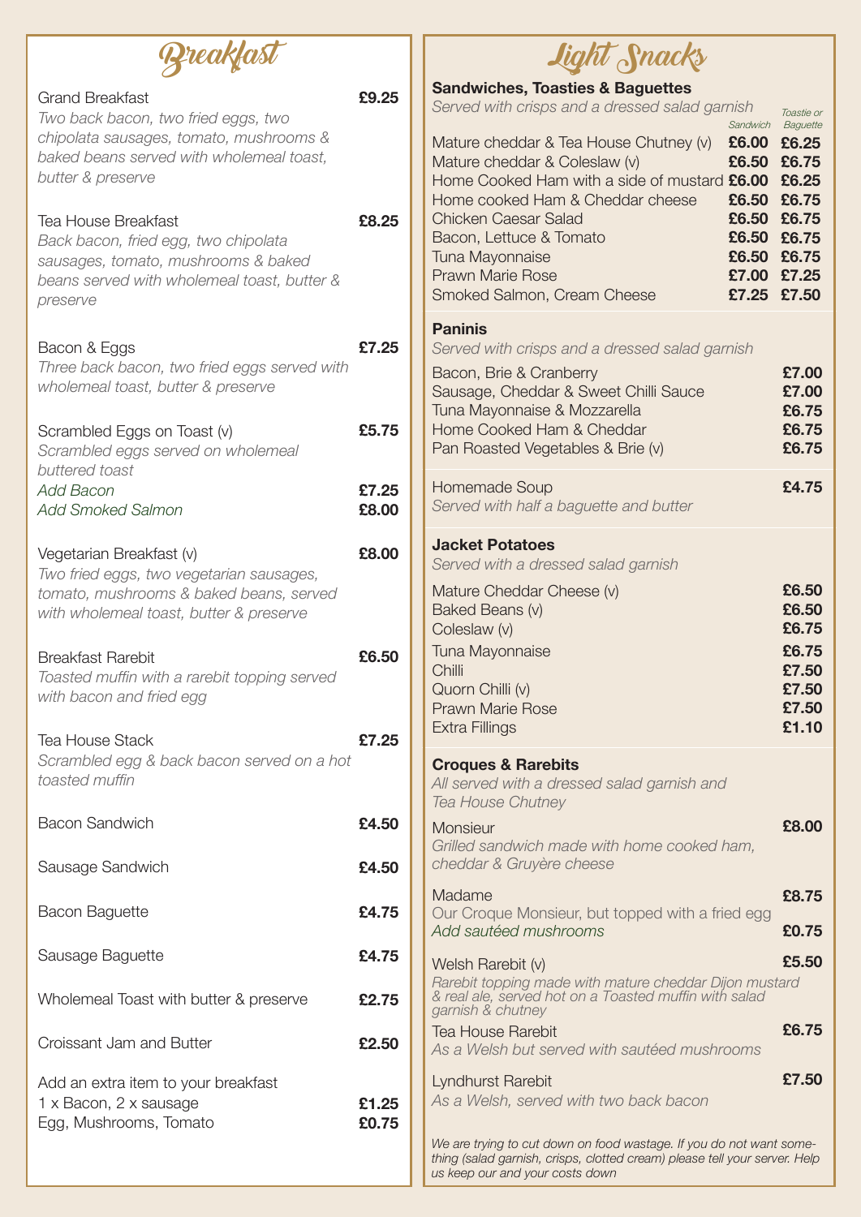# Breakfast

**Grand Breakfast** — **£9.25**
*Two back bacon, two fried eggs, two chipolata sausages, tomato, mushrooms & baked beans served with wholemeal toast, butter & preserve*

**Tea House Breakfast** — **£8.25**
*Back bacon, fried egg, two chipolata sausages, tomato, mushrooms & baked beans served with wholemeal toast, butter & preserve*

**Bacon & Eggs** — **£7.25**
*Three back bacon, two fried eggs served with wholemeal toast, butter & preserve*

**Scrambled Eggs on Toast (v)** — **£5.75**
*Scrambled eggs served on wholemeal buttered toast*
*Add Bacon* — **£7.25**
*Add Smoked Salmon* — **£8.00**

**Vegetarian Breakfast (v)** — **£8.00**
*Two fried eggs, two vegetarian sausages, tomato, mushrooms & baked beans, served with wholemeal toast, butter & preserve*

**Breakfast Rarebit** — **£6.50**
*Toasted muffin with a rarebit topping served with bacon and fried egg*

**Tea House Stack** — **£7.25**
*Scrambled egg & back bacon served on a hot toasted muffin*

| Item | Price |
|---|---|
| Bacon Sandwich | £4.50 |
| Sausage Sandwich | £4.50 |
| Bacon Baguette | £4.75 |
| Sausage Baguette | £4.75 |
| Wholemeal Toast with butter & preserve | £2.75 |
| Croissant Jam and Butter | £2.50 |

Add an extra item to your breakfast

| Item | Price |
|---|---|
| 1 x Bacon, 2 x sausage | £1.25 |
| Egg, Mushrooms, Tomato | £0.75 |

# Light Snacks

## Sandwiches, Toasties & Baguettes

*Served with crisps and a dressed salad garnish*

| | Sandwich | Toastie or Baguette |
|---|---|---|
| Mature cheddar & Tea House Chutney (v) | £6.00 | £6.25 |
| Mature cheddar & Coleslaw (v) | £6.50 | £6.75 |
| Home Cooked Ham with a side of mustard | £6.00 | £6.25 |
| Home cooked Ham & Cheddar cheese | £6.50 | £6.75 |
| Chicken Caesar Salad | £6.50 | £6.75 |
| Bacon, Lettuce & Tomato | £6.50 | £6.75 |
| Tuna Mayonnaise | £6.50 | £6.75 |
| Prawn Marie Rose | £7.00 | £7.25 |
| Smoked Salmon, Cream Cheese | £7.25 | £7.50 |

## Paninis

*Served with crisps and a dressed salad garnish*

| Item | Price |
|---|---|
| Bacon, Brie & Cranberry | £7.00 |
| Sausage, Cheddar & Sweet Chilli Sauce | £7.00 |
| Tuna Mayonnaise & Mozzarella | £6.75 |
| Home Cooked Ham & Cheddar | £6.75 |
| Pan Roasted Vegetables & Brie (v) | £6.75 |

**Homemade Soup** — **£4.75**
*Served with half a baguette and butter*

## Jacket Potatoes

*Served with a dressed salad garnish*

| Item | Price |
|---|---|
| Mature Cheddar Cheese (v) | £6.50 |
| Baked Beans (v) | £6.50 |
| Coleslaw (v) | £6.75 |
| Tuna Mayonnaise | £6.75 |
| Chilli | £7.50 |
| Quorn Chilli (v) | £7.50 |
| Prawn Marie Rose | £7.50 |
| Extra Fillings | £1.10 |

## Croques & Rarebits

*All served with a dressed salad garnish and Tea House Chutney*

**Monsieur** — **£8.00**
*Grilled sandwich made with home cooked ham, cheddar & Gruyère cheese*

**Madame** — **£8.75**
Our Croque Monsieur, but topped with a fried egg
*Add sautéed mushrooms* — **£0.75**

**Welsh Rarebit (v)** — **£5.50**
*Rarebit topping made with mature cheddar Dijon mustard & real ale, served hot on a Toasted muffin with salad garnish & chutney*

**Tea House Rarebit** — **£6.75**
*As a Welsh but served with sautéed mushrooms*

**Lyndhurst Rarebit** — **£7.50**
*As a Welsh, served with two back bacon*

*We are trying to cut down on food wastage. If you do not want something (salad garnish, crisps, clotted cream) please tell your server. Help us keep our and your costs down*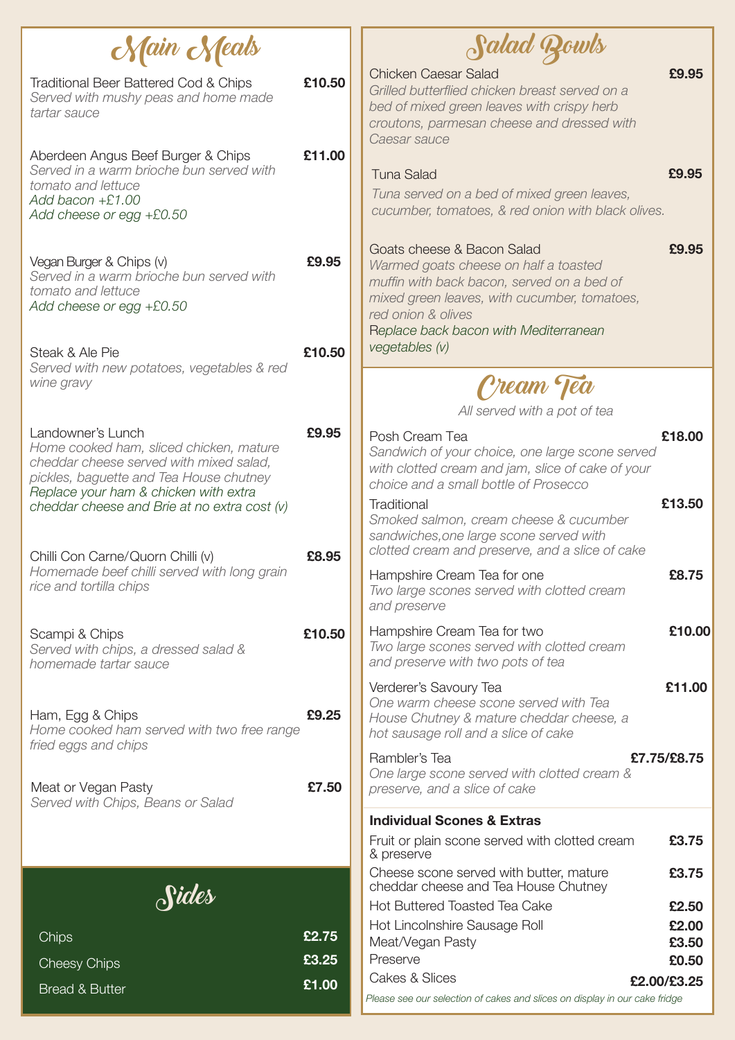# Main Meals

**Traditional Beer Battered Cod & Chips** — **£10.50**
*Served with mushy peas and home made tartar sauce*

**Aberdeen Angus Beef Burger & Chips** — **£11.00**
*Served in a warm brioche bun served with tomato and lettuce*
*Add bacon +£1.00*
*Add cheese or egg +£0.50*

**Vegan Burger & Chips (v)** — **£9.95**
*Served in a warm brioche bun served with tomato and lettuce*
*Add cheese or egg +£0.50*

**Steak & Ale Pie** — **£10.50**
*Served with new potatoes, vegetables & red wine gravy*

**Landowner's Lunch** — **£9.95**
*Home cooked ham, sliced chicken, mature cheddar cheese served with mixed salad, pickles, baguette and Tea House chutney*
*Replace your ham & chicken with extra cheddar cheese and Brie at no extra cost (v)*

**Chilli Con Carne/Quorn Chilli (v)** — **£8.95**
*Homemade beef chilli served with long grain rice and tortilla chips*

**Scampi & Chips** — **£10.50**
*Served with chips, a dressed salad & homemade tartar sauce*

**Ham, Egg & Chips** — **£9.25**
*Home cooked ham served with two free range fried eggs and chips*

**Meat or Vegan Pasty** — **£7.50**
*Served with Chips, Beans or Salad*

# Sides

| Item | Price |
|---|---|
| Chips | £2.75 |
| Cheesy Chips | £3.25 |
| Bread & Butter | £1.00 |

# Salad Bowls

**Chicken Caesar Salad** — **£9.95**
*Grilled butterflied chicken breast served on a bed of mixed green leaves with crispy herb croutons, parmesan cheese and dressed with Caesar sauce*

**Tuna Salad** — **£9.95**
*Tuna served on a bed of mixed green leaves, cucumber, tomatoes, & red onion with black olives.*

**Goats cheese & Bacon Salad** — **£9.95**
*Warmed goats cheese on half a toasted muffin with back bacon, served on a bed of mixed green leaves, with cucumber, tomatoes, red onion & olives*
*Replace back bacon with Mediterranean vegetables (v)*

# Cream Tea

*All served with a pot of tea*

**Posh Cream Tea** — **£18.00**
*Sandwich of your choice, one large scone served with clotted cream and jam, slice of cake of your choice and a small bottle of Prosecco*

**Traditional** — **£13.50**
*Smoked salmon, cream cheese & cucumber sandwiches,one large scone served with clotted cream and preserve, and a slice of cake*

**Hampshire Cream Tea for one** — **£8.75**
*Two large scones served with clotted cream and preserve*

**Hampshire Cream Tea for two** — **£10.00**
*Two large scones served with clotted cream and preserve with two pots of tea*

**Verderer's Savoury Tea** — **£11.00**
*One warm cheese scone served with Tea House Chutney & mature cheddar cheese, a hot sausage roll and a slice of cake*

**Rambler's Tea** — **£7.75/£8.75**
*One large scone served with clotted cream & preserve, and a slice of cake*

## Individual Scones & Extras

| Item | Price |
|---|---|
| Fruit or plain scone served with clotted cream & preserve | £3.75 |
| Cheese scone served with butter, mature cheddar cheese and Tea House Chutney | £3.75 |
| Hot Buttered Toasted Tea Cake | £2.50 |
| Hot Lincolnshire Sausage Roll | £2.00 |
| Meat/Vegan Pasty | £3.50 |
| Preserve | £0.50 |
| Cakes & Slices | £2.00/£3.25 |

*Please see our selection of cakes and slices on display in our cake fridge*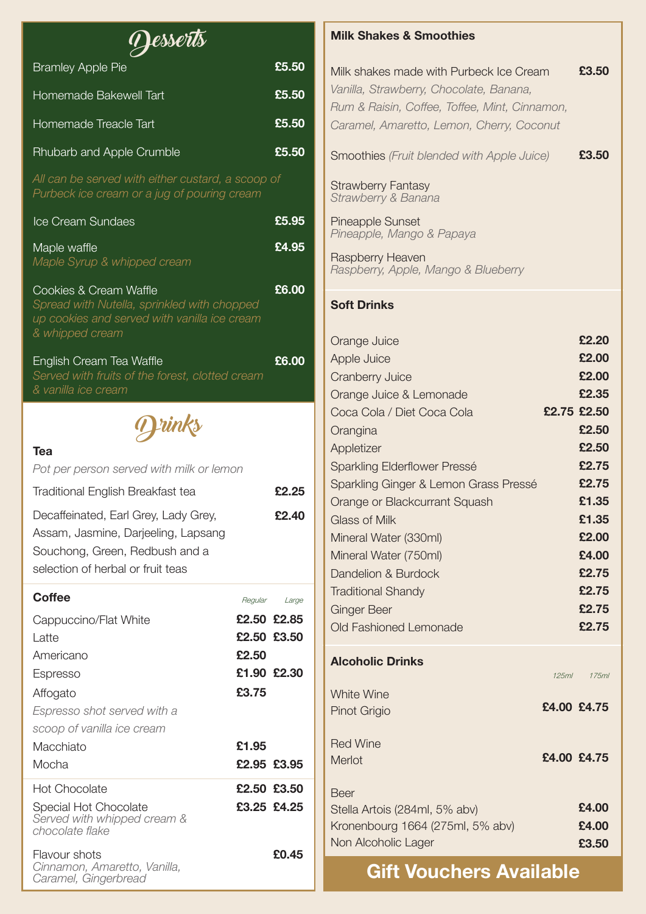# Desserts

| | |
|---|---|
| Bramley Apple Pie | £5.50 |
| Homemade Bakewell Tart | £5.50 |
| Homemade Treacle Tart | £5.50 |
| Rhubarb and Apple Crumble | £5.50 |

*All can be served with either custard, a scoop of Purbeck ice cream or a jug of pouring cream*

| | |
|---|---|
| Ice Cream Sundaes | £5.95 |
| Maple waffle *Maple Syrup & whipped cream* | £4.95 |
| Cookies & Cream Waffle *Spread with Nutella, sprinkled with chopped up cookies and served with vanilla ice cream & whipped cream* | £6.00 |
| English Cream Tea Waffle *Served with fruits of the forest, clotted cream & vanilla ice cream* | £6.00 |

# Drinks

## Tea

*Pot per person served with milk or lemon*

| | |
|---|---|
| Traditional English Breakfast tea | £2.25 |
| Decaffeinated, Earl Grey, Lady Grey, Assam, Jasmine, Darjeeling, Lapsang Souchong, Green, Redbush and a selection of herbal or fruit teas | £2.40 |

## Coffee

| | Regular | Large |
|---|---|---|
| Cappuccino/Flat White | £2.50 | £2.85 |
| Latte | £2.50 | £3.50 |
| Americano | £2.50 | |
| Espresso | £1.90 | £2.30 |
| Affogato *Espresso shot served with a scoop of vanilla ice cream* | £3.75 | |
| Macchiato | £1.95 | |
| Mocha | £2.95 | £3.95 |
| Hot Chocolate | £2.50 | £3.50 |
| Special Hot Chocolate *Served with whipped cream & chocolate flake* | £3.25 | £4.25 |
| Flavour shots *Cinnamon, Amaretto, Vanilla, Caramel, Gingerbread* | | £0.45 |

## Milk Shakes & Smoothies

| | |
|---|---|
| Milk shakes made with Purbeck Ice Cream *Vanilla, Strawberry, Chocolate, Banana, Rum & Raisin, Coffee, Toffee, Mint, Cinnamon, Caramel, Amaretto, Lemon, Cherry, Coconut* | £3.50 |
| Smoothies *(Fruit blended with Apple Juice)* | £3.50 |

Strawberry Fantasy
*Strawberry & Banana*

Pineapple Sunset
*Pineapple, Mango & Papaya*

Raspberry Heaven
*Raspberry, Apple, Mango & Blueberry*

## Soft Drinks

| | | |
|---|---|---|
| Orange Juice | | £2.20 |
| Apple Juice | | £2.00 |
| Cranberry Juice | | £2.00 |
| Orange Juice & Lemonade | | £2.35 |
| Coca Cola / Diet Coca Cola | £2.75 | £2.50 |
| Orangina | | £2.50 |
| Appletizer | | £2.50 |
| Sparkling Elderflower Pressé | | £2.75 |
| Sparkling Ginger & Lemon Grass Pressé | | £2.75 |
| Orange or Blackcurrant Squash | | £1.35 |
| Glass of Milk | | £1.35 |
| Mineral Water (330ml) | | £2.00 |
| Mineral Water (750ml) | | £4.00 |
| Dandelion & Burdock | | £2.75 |
| Traditional Shandy | | £2.75 |
| Ginger Beer | | £2.75 |
| Old Fashioned Lemonade | | £2.75 |

## Alcoholic Drinks

| | 125ml | 175ml |
|---|---|---|
| White Wine Pinot Grigio | £4.00 | £4.75 |
| Red Wine Merlot | £4.00 | £4.75 |

Beer

| | |
|---|---|
| Stella Artois (284ml, 5% abv) | £4.00 |
| Kronenbourg 1664 (275ml, 5% abv) | £4.00 |
| Non Alcoholic Lager | £3.50 |

**Gift Vouchers Available**